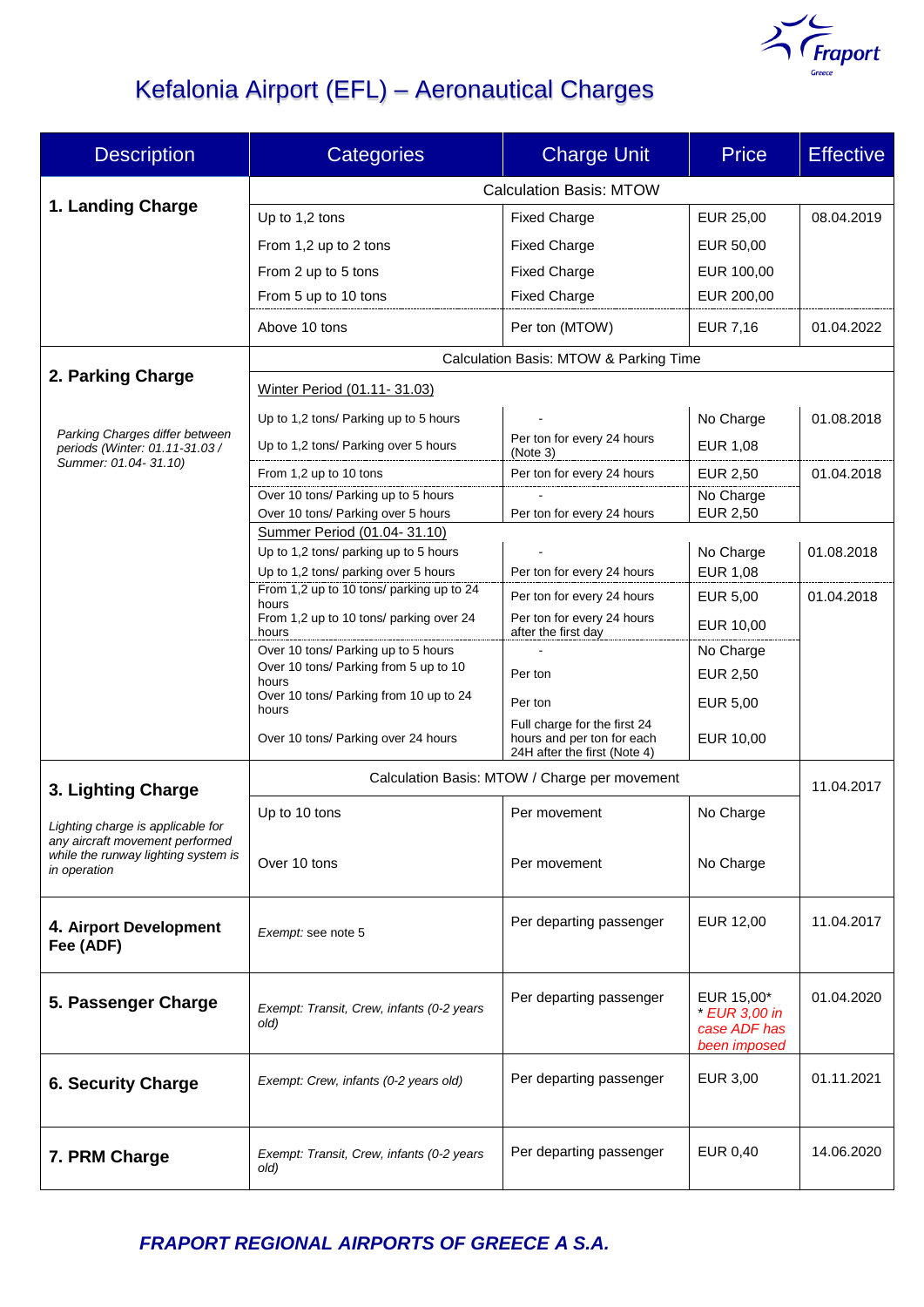# Kefalonia Airport (EFL) – Aeronautical Charges

| Description | Categories | Charge Unit | Price | Effective |
|---|---|---|---|---|
| **1. Landing Charge** | Calculation Basis: MTOW | | | |
| | Up to 1,2 tons | Fixed Charge | EUR 25,00 | 08.04.2019 |
| | From 1,2 up to 2 tons | Fixed Charge | EUR 50,00 | |
| | From 2 up to 5 tons | Fixed Charge | EUR 100,00 | |
| | From 5 up to 10 tons | Fixed Charge | EUR 200,00 | |
| | Above 10 tons | Per ton (MTOW) | EUR 7,16 | 01.04.2022 |
| **2. Parking Charge** | Calculation Basis: MTOW & Parking Time | | | |
| *Parking Charges differ between periods (Winter: 01.11-31.03 / Summer: 01.04- 31.10)* | Winter Period (01.11- 31.03) | | | |
| | Up to 1,2 tons/ Parking up to 5 hours | - | No Charge | 01.08.2018 |
| | Up to 1,2 tons/ Parking over 5 hours | Per ton for every 24 hours (Note 3) | EUR 1,08 | |
| | From 1,2 up to 10 tons | Per ton for every 24 hours | EUR 2,50 | 01.04.2018 |
| | Over 10 tons/ Parking up to 5 hours | - | No Charge | |
| | Over 10 tons/ Parking over 5 hours | Per ton for every 24 hours | EUR 2,50 | |
| | Summer Period (01.04- 31.10) | | | |
| | Up to 1,2 tons/ parking up to 5 hours | - | No Charge | 01.08.2018 |
| | Up to 1,2 tons/ parking over 5 hours | Per ton for every 24 hours | EUR 1,08 | |
| | From 1,2 up to 10 tons/ parking up to 24 hours | Per ton for every 24 hours | EUR 5,00 | 01.04.2018 |
| | From 1,2 up to 10 tons/ parking over 24 hours | Per ton for every 24 hours after the first day | EUR 10,00 | |
| | Over 10 tons/ Parking up to 5 hours | - | No Charge | |
| | Over 10 tons/ Parking from 5 up to 10 hours | Per ton | EUR 2,50 | |
| | Over 10 tons/ Parking from 10 up to 24 hours | Per ton | EUR 5,00 | |
| | Over 10 tons/ Parking over 24 hours | Full charge for the first 24 hours and per ton for each 24H after the first (Note 4) | EUR 10,00 | |
| **3. Lighting Charge** | Calculation Basis: MTOW / Charge per movement | | | 11.04.2017 |
| *Lighting charge is applicable for any aircraft movement performed while the runway lighting system is in operation* | Up to 10 tons | Per movement | No Charge | |
| | Over 10 tons | Per movement | No Charge | |
| **4. Airport Development Fee (ADF)** | *Exempt:* see note 5 | Per departing passenger | EUR 12,00 | 11.04.2017 |
| **5. Passenger Charge** | *Exempt: Transit, Crew, infants (0-2 years old)* | Per departing passenger | EUR 15,00* <br> *\* EUR 3,00 in case ADF has been imposed* | 01.04.2020 |
| **6. Security Charge** | *Exempt: Crew, infants (0-2 years old)* | Per departing passenger | EUR 3,00 | 01.11.2021 |
| **7. PRM Charge** | *Exempt: Transit, Crew, infants (0-2 years old)* | Per departing passenger | EUR 0,40 | 14.06.2020 |

***FRAPORT REGIONAL AIRPORTS OF GREECE A S.A.***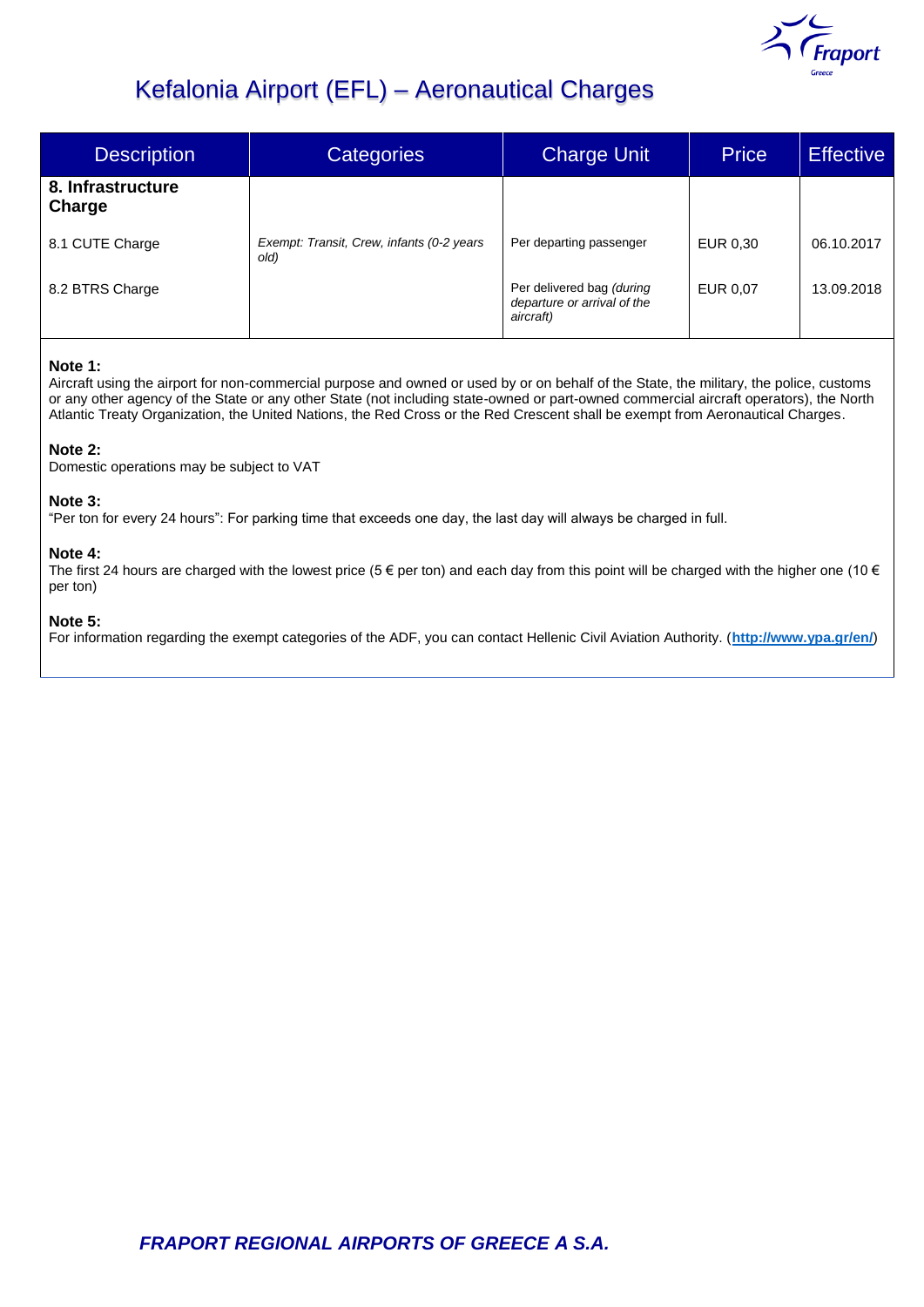# Kefalonia Airport (EFL) – Aeronautical Charges

| Description | Categories | Charge Unit | Price | Effective |
|---|---|---|---|---|
| **8. Infrastructure Charge** | | | | |
| 8.1 CUTE Charge | *Exempt: Transit, Crew, infants (0-2 years old)* | Per departing passenger | EUR 0,30 | 06.10.2017 |
| 8.2 BTRS Charge | | Per delivered bag *(during departure or arrival of the aircraft)* | EUR 0,07 | 13.09.2018 |

**Note 1:**
Aircraft using the airport for non-commercial purpose and owned or used by or on behalf of the State, the military, the police, customs or any other agency of the State or any other State (not including state-owned or part-owned commercial aircraft operators), the North Atlantic Treaty Organization, the United Nations, the Red Cross or the Red Crescent shall be exempt from Aeronautical Charges.

**Note 2:**
Domestic operations may be subject to VAT

**Note 3:**
"Per ton for every 24 hours": For parking time that exceeds one day, the last day will always be charged in full.

**Note 4:**
The first 24 hours are charged with the lowest price (5 € per ton) and each day from this point will be charged with the higher one (10 € per ton)

**Note 5:**
For information regarding the exempt categories of the ADF, you can contact Hellenic Civil Aviation Authority. (**http://www.ypa.gr/en/**)

*FRAPORT REGIONAL AIRPORTS OF GREECE A S.A.*